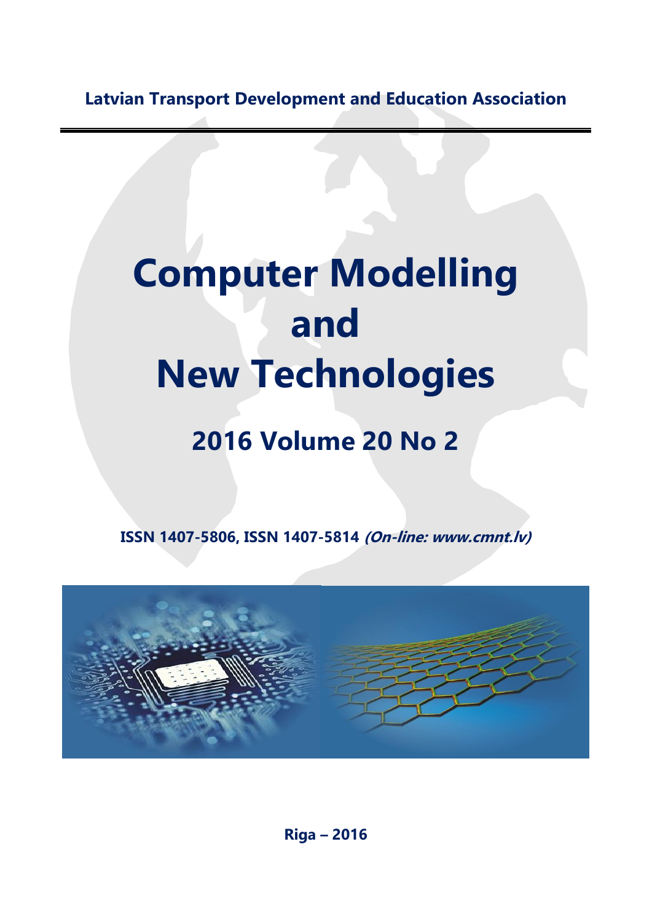**Latvian Transport Development and Education Association**

# Computer Modelling and New Technologies

## 2016 Volume 20 No 2

**ISSN 1407-5806, ISSN 1407-5814** ***(On-line: www.cmnt.lv)***

**Riga – 2016**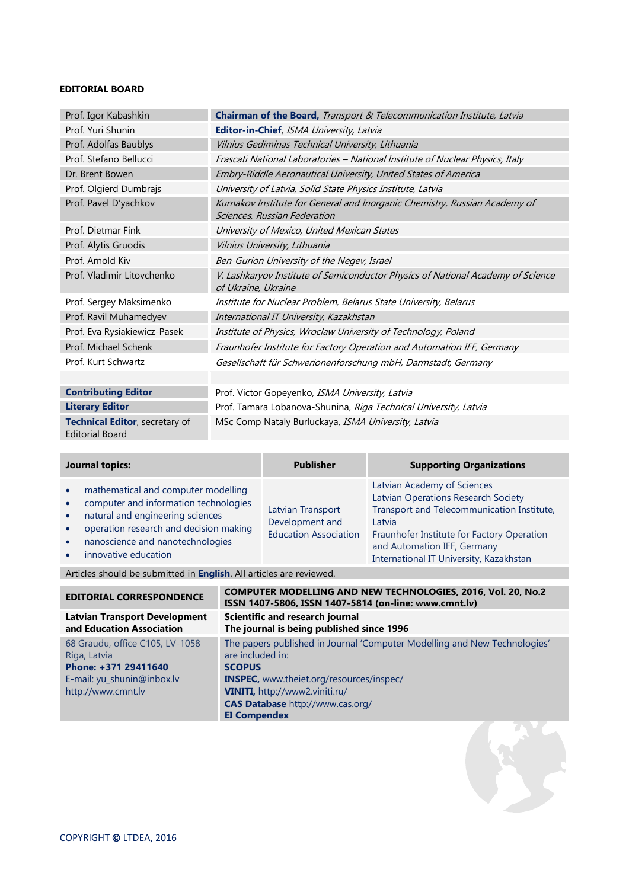**EDITORIAL BOARD**

| | |
|---|---|
| Prof. Igor Kabashkin | **Chairman of the Board,** *Transport & Telecommunication Institute, Latvia* |
| Prof. Yuri Shunin | **Editor-in-Chief**, *ISMA University, Latvia* |
| Prof. Adolfas Baublys | *Vilnius Gediminas Technical University, Lithuania* |
| Prof. Stefano Bellucci | *Frascati National Laboratories – National Institute of Nuclear Physics, Italy* |
| Dr. Brent Bowen | *Embry-Riddle Aeronautical University, United States of America* |
| Prof. Olgierd Dumbrajs | *University of Latvia, Solid State Physics Institute, Latvia* |
| Prof. Pavel D'yachkov | *Kurnakov Institute for General and Inorganic Chemistry, Russian Academy of Sciences, Russian Federation* |
| Prof. Dietmar Fink | *University of Mexico, United Mexican States* |
| Prof. Alytis Gruodis | *Vilnius University, Lithuania* |
| Prof. Arnold Kiv | *Ben-Gurion University of the Negev, Israel* |
| Prof. Vladimir Litovchenko | *V. Lashkaryov Institute of Semiconductor Physics of National Academy of Science of Ukraine, Ukraine* |
| Prof. Sergey Maksimenko | *Institute for Nuclear Problem, Belarus State University, Belarus* |
| Prof. Ravil Muhamedyev | *International IT University, Kazakhstan* |
| Prof. Eva Rysiakiewicz-Pasek | *Institute of Physics, Wroclaw University of Technology, Poland* |
| Prof. Michael Schenk | *Fraunhofer Institute for Factory Operation and Automation IFF, Germany* |
| Prof. Kurt Schwartz | *Gesellschaft für Schwerionenforschung mbH, Darmstadt, Germany* |
| | |
| **Contributing Editor** | Prof. Victor Gopeyenko, *ISMA University, Latvia* |
| **Literary Editor** | Prof. Tamara Lobanova-Shunina, *Riga Technical University, Latvia* |
| **Technical Editor**, secretary of Editorial Board | MSc Comp Nataly Burluckaya, *ISMA University, Latvia* |

| **Journal topics:** | **Publisher** | **Supporting Organizations** |
|---|---|---|
| • mathematical and computer modelling<br>• computer and information technologies<br>• natural and engineering sciences<br>• operation research and decision making<br>• nanoscience and nanotechnologies<br>• innovative education | Latvian Transport Development and Education Association | Latvian Academy of Sciences<br>Latvian Operations Research Society<br>Transport and Telecommunication Institute, Latvia<br>Fraunhofer Institute for Factory Operation and Automation IFF, Germany<br>International IT University, Kazakhstan |

Articles should be submitted in **English**. All articles are reviewed.

| **EDITORIAL CORRESPONDENCE** | **COMPUTER MODELLING AND NEW TECHNOLOGIES, 2016, Vol. 20, No.2**<br>**ISSN 1407-5806, ISSN 1407-5814 (on-line: www.cmnt.lv)** |
|---|---|
| **Latvian Transport Development and Education Association** | **Scientific and research journal**<br>**The journal is being published since 1996** |
| 68 Graudu, office C105, LV-1058<br>Riga, Latvia<br>**Phone: +371 29411640**<br>E-mail: yu_shunin@inbox.lv<br>http://www.cmnt.lv | The papers published in Journal 'Computer Modelling and New Technologies' are included in:<br>**SCOPUS**<br>**INSPEC,** www.theiet.org/resources/inspec/<br>**VINITI,** http://www2.viniti.ru/<br>**CAS Database** http://www.cas.org/<br>**EI Compendex** |

COPYRIGHT © LTDEA, 2016